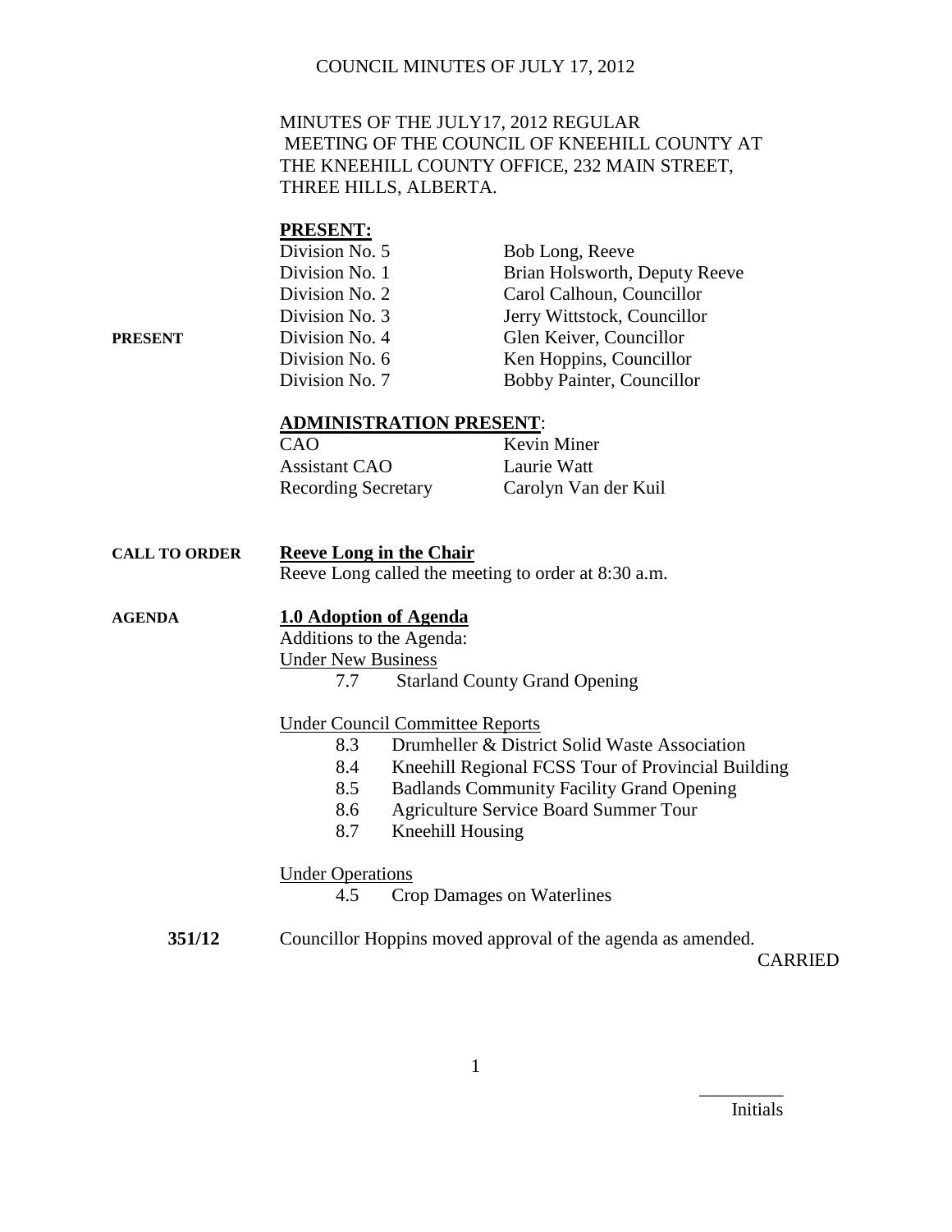MINUTES OF THE JULY17, 2012 REGULAR MEETING OF THE COUNCIL OF KNEEHILL COUNTY AT THE KNEEHILL COUNTY OFFICE, 232 MAIN STREET, THREE HILLS, ALBERTA.

**PRESENT**

## PRESENT:

| | |
|---|---|
| Division No. 5 | Bob Long, Reeve |
| Division No. 1 | Brian Holsworth, Deputy Reeve |
| Division No. 2 | Carol Calhoun, Councillor |
| Division No. 3 | Jerry Wittstock, Councillor |
| Division No. 4 | Glen Keiver, Councillor |
| Division No. 6 | Ken Hoppins, Councillor |
| Division No. 7 | Bobby Painter, Councillor |

## ADMINISTRATION PRESENT:

| | |
|---|---|
| CAO | Kevin Miner |
| Assistant CAO | Laurie Watt |
| Recording Secretary | Carolyn Van der Kuil |

**CALL TO ORDER**

## Reeve Long in the Chair

Reeve Long called the meeting to order at 8:30 a.m.

**AGENDA**

## 1.0 Adoption of Agenda

Additions to the Agenda:

Under New Business

- 7.7 Starland County Grand Opening

Under Council Committee Reports

- 8.3 Drumheller & District Solid Waste Association
- 8.4 Kneehill Regional FCSS Tour of Provincial Building
- 8.5 Badlands Community Facility Grand Opening
- 8.6 Agriculture Service Board Summer Tour
- 8.7 Kneehill Housing

Under Operations

- 4.5 Crop Damages on Waterlines

**351/12** Councillor Hoppins moved approval of the agenda as amended.

CARRIED

_________
Initials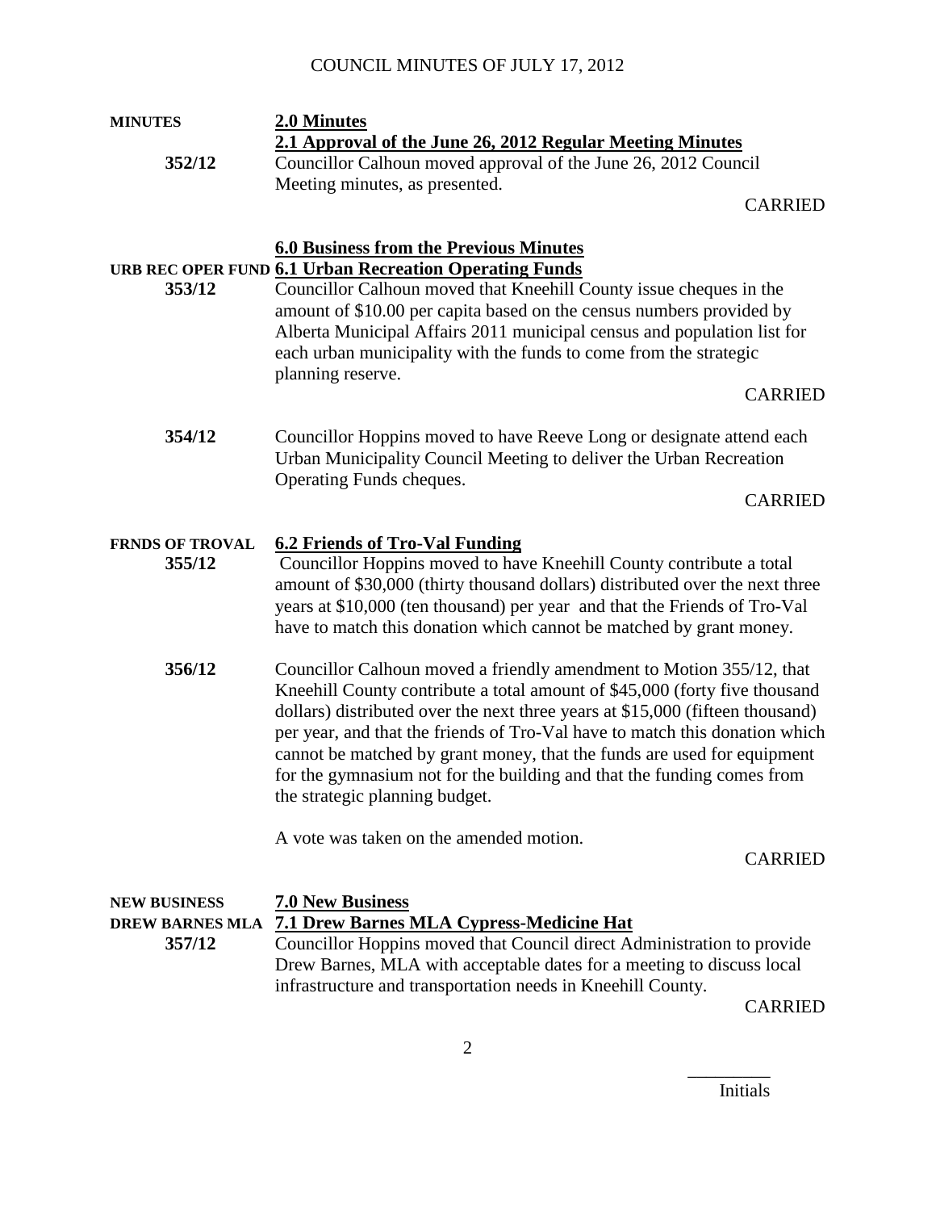**MINUTES** **2.0 Minutes**

**2.1 Approval of the June 26, 2012 Regular Meeting Minutes**

**352/12** Councillor Calhoun moved approval of the June 26, 2012 Council Meeting minutes, as presented.

CARRIED

**6.0 Business from the Previous Minutes**

**URB REC OPER FUND** **6.1 Urban Recreation Operating Funds**

**353/12** Councillor Calhoun moved that Kneehill County issue cheques in the amount of $10.00 per capita based on the census numbers provided by Alberta Municipal Affairs 2011 municipal census and population list for each urban municipality with the funds to come from the strategic planning reserve.

CARRIED

**354/12** Councillor Hoppins moved to have Reeve Long or designate attend each Urban Municipality Council Meeting to deliver the Urban Recreation Operating Funds cheques.

CARRIED

**FRNDS OF TROVAL** **6.2 Friends of Tro-Val Funding**

**355/12** Councillor Hoppins moved to have Kneehill County contribute a total amount of $30,000 (thirty thousand dollars) distributed over the next three years at $10,000 (ten thousand) per year and that the Friends of Tro-Val have to match this donation which cannot be matched by grant money.

**356/12** Councillor Calhoun moved a friendly amendment to Motion 355/12, that Kneehill County contribute a total amount of $45,000 (forty five thousand dollars) distributed over the next three years at $15,000 (fifteen thousand) per year, and that the friends of Tro-Val have to match this donation which cannot be matched by grant money, that the funds are used for equipment for the gymnasium not for the building and that the funding comes from the strategic planning budget.

A vote was taken on the amended motion.

CARRIED

**NEW BUSINESS** **7.0 New Business**

**DREW BARNES MLA** **7.1 Drew Barnes MLA Cypress-Medicine Hat**

**357/12** Councillor Hoppins moved that Council direct Administration to provide Drew Barnes, MLA with acceptable dates for a meeting to discuss local infrastructure and transportation needs in Kneehill County.

CARRIED

\_\_\_\_\_\_\_\_\_

Initials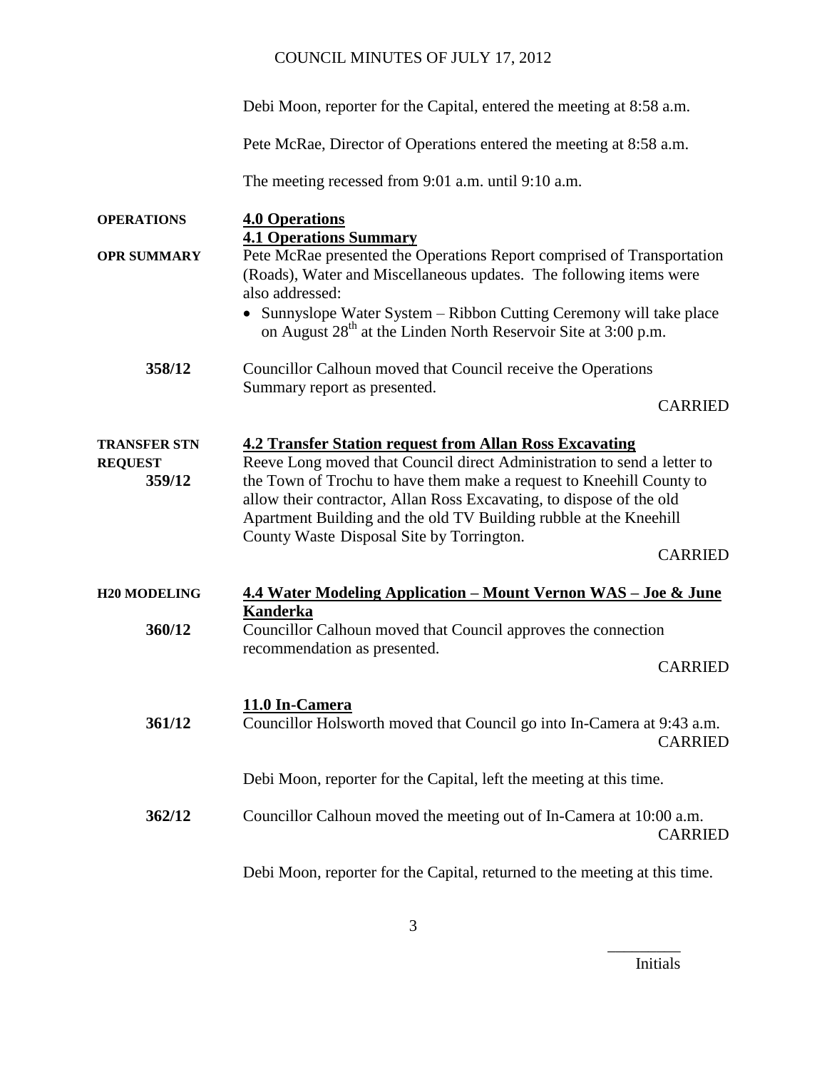Debi Moon, reporter for the Capital, entered the meeting at 8:58 a.m.

Pete McRae, Director of Operations entered the meeting at 8:58 a.m.

The meeting recessed from 9:01 a.m. until 9:10 a.m.

**OPERATIONS**

## 4.0 Operations

### 4.1 Operations Summary

**OPR SUMMARY**

Pete McRae presented the Operations Report comprised of Transportation (Roads), Water and Miscellaneous updates. The following items were also addressed:

- Sunnyslope Water System – Ribbon Cutting Ceremony will take place on August 28th at the Linden North Reservoir Site at 3:00 p.m.

**358/12** Councillor Calhoun moved that Council receive the Operations Summary report as presented.

CARRIED

**TRANSFER STN REQUEST**

### 4.2 Transfer Station request from Allan Ross Excavating

**359/12** Reeve Long moved that Council direct Administration to send a letter to the Town of Trochu to have them make a request to Kneehill County to allow their contractor, Allan Ross Excavating, to dispose of the old Apartment Building and the old TV Building rubble at the Kneehill County Waste Disposal Site by Torrington.

CARRIED

**H20 MODELING**

### 4.4 Water Modeling Application – Mount Vernon WAS – Joe & June Kanderka

**360/12** Councillor Calhoun moved that Council approves the connection recommendation as presented.

CARRIED

## 11.0 In-Camera

**361/12** Councillor Holsworth moved that Council go into In-Camera at 9:43 a.m.

CARRIED

Debi Moon, reporter for the Capital, left the meeting at this time.

**362/12** Councillor Calhoun moved the meeting out of In-Camera at 10:00 a.m.

CARRIED

Debi Moon, reporter for the Capital, returned to the meeting at this time.

_________
Initials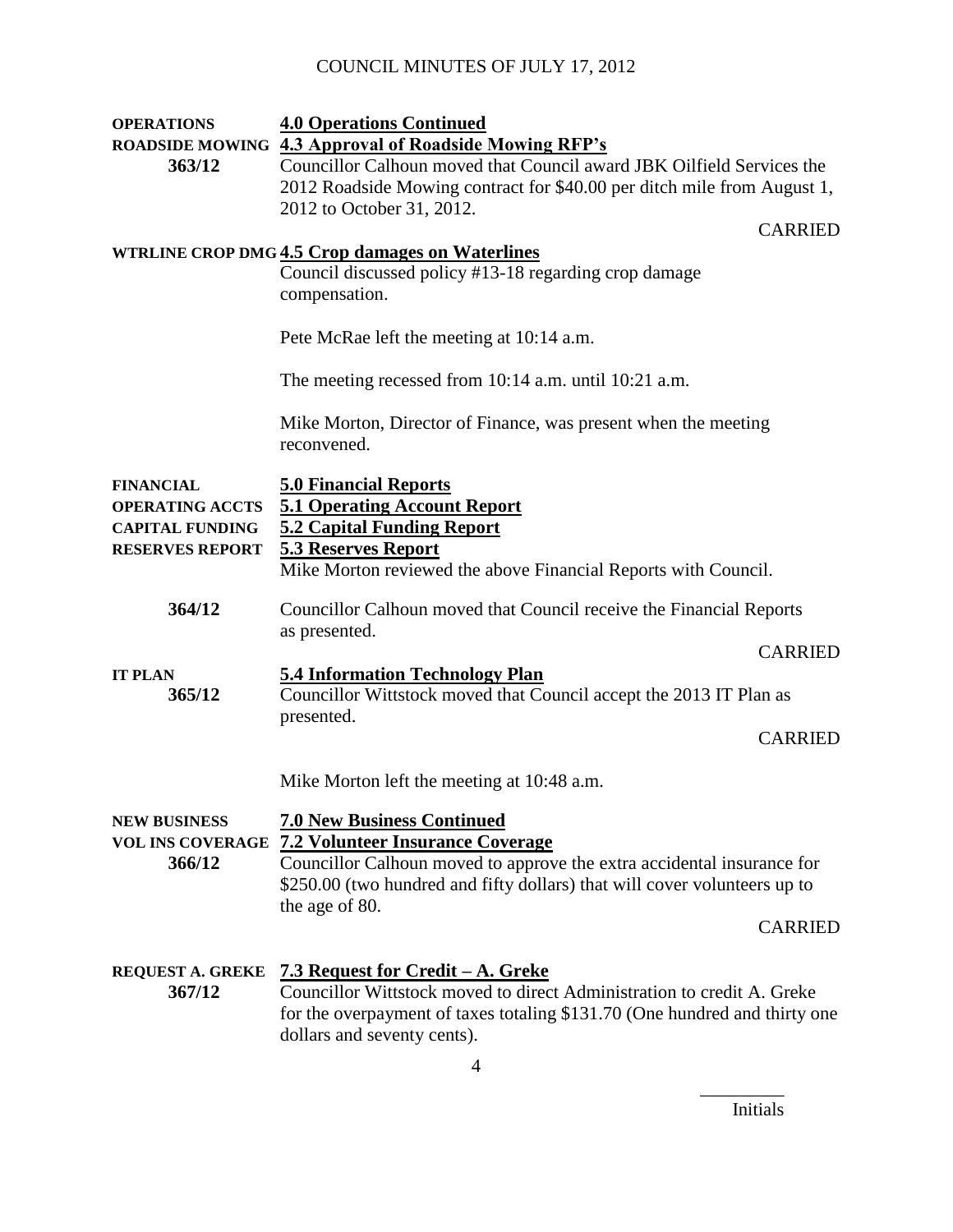**OPERATIONS** **4.0 Operations Continued**

**ROADSIDE MOWING** **4.3 Approval of Roadside Mowing RFP's**

**363/12** Councillor Calhoun moved that Council award JBK Oilfield Services the 2012 Roadside Mowing contract for $40.00 per ditch mile from August 1, 2012 to October 31, 2012.

CARRIED

**WTRLINE CROP DMG** **4.5 Crop damages on Waterlines**

Council discussed policy #13-18 regarding crop damage compensation.

Pete McRae left the meeting at 10:14 a.m.

The meeting recessed from 10:14 a.m. until 10:21 a.m.

Mike Morton, Director of Finance, was present when the meeting reconvened.

**FINANCIAL** **5.0 Financial Reports**

**OPERATING ACCTS** **5.1 Operating Account Report**

**CAPITAL FUNDING** **5.2 Capital Funding Report**

**RESERVES REPORT** **5.3 Reserves Report**

Mike Morton reviewed the above Financial Reports with Council.

**364/12** Councillor Calhoun moved that Council receive the Financial Reports as presented.

CARRIED

**IT PLAN** **5.4 Information Technology Plan**

**365/12** Councillor Wittstock moved that Council accept the 2013 IT Plan as presented.

CARRIED

Mike Morton left the meeting at 10:48 a.m.

**NEW BUSINESS** **7.0 New Business Continued**

**VOL INS COVERAGE** **7.2 Volunteer Insurance Coverage**

**366/12** Councillor Calhoun moved to approve the extra accidental insurance for $250.00 (two hundred and fifty dollars) that will cover volunteers up to the age of 80.

CARRIED

**REQUEST A. GREKE** **7.3 Request for Credit – A. Greke**

**367/12** Councillor Wittstock moved to direct Administration to credit A. Greke for the overpayment of taxes totaling $131.70 (One hundred and thirty one dollars and seventy cents).

_________
Initials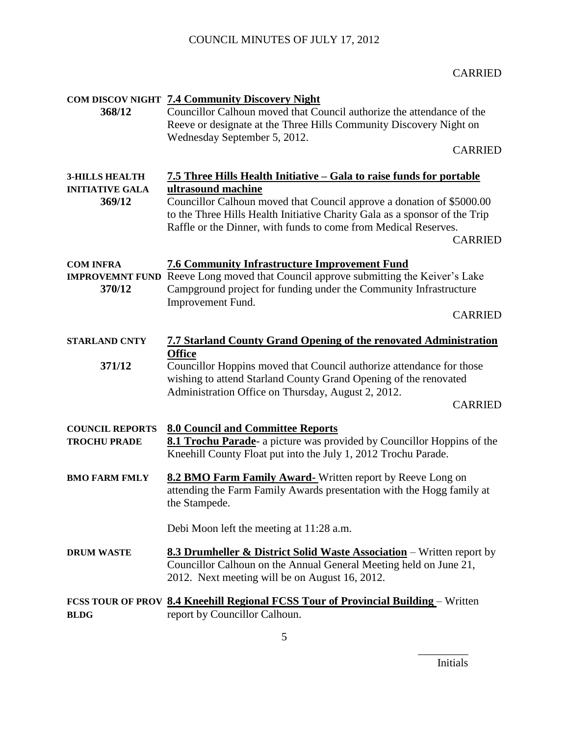CARRIED

**COM DISCOV NIGHT** **7.4 Community Discovery Night**

**368/12** Councillor Calhoun moved that Council authorize the attendance of the Reeve or designate at the Three Hills Community Discovery Night on Wednesday September 5, 2012.

CARRIED

**3-HILLS HEALTH INITIATIVE GALA** **7.5 Three Hills Health Initiative – Gala to raise funds for portable ultrasound machine**

**369/12** Councillor Calhoun moved that Council approve a donation of $5000.00 to the Three Hills Health Initiative Charity Gala as a sponsor of the Trip Raffle or the Dinner, with funds to come from Medical Reserves.

CARRIED

**COM INFRA IMPROVEMNT FUND** **7.6 Community Infrastructure Improvement Fund**

**370/12** Reeve Long moved that Council approve submitting the Keiver's Lake Campground project for funding under the Community Infrastructure Improvement Fund.

CARRIED

**STARLAND CNTY** **7.7 Starland County Grand Opening of the renovated Administration Office**

**371/12** Councillor Hoppins moved that Council authorize attendance for those wishing to attend Starland County Grand Opening of the renovated Administration Office on Thursday, August 2, 2012.

CARRIED

**COUNCIL REPORTS** **8.0 Council and Committee Reports**

**TROCHU PRADE** **8.1 Trochu Parade**- a picture was provided by Councillor Hoppins of the Kneehill County Float put into the July 1, 2012 Trochu Parade.

**BMO FARM FMLY** **8.2 BMO Farm Family Award**- Written report by Reeve Long on attending the Farm Family Awards presentation with the Hogg family at the Stampede.

Debi Moon left the meeting at 11:28 a.m.

**DRUM WASTE** **8.3 Drumheller & District Solid Waste Association** – Written report by Councillor Calhoun on the Annual General Meeting held on June 21, 2012. Next meeting will be on August 16, 2012.

**FCSS TOUR OF PROV BLDG** **8.4 Kneehill Regional FCSS Tour of Provincial Building** – Written report by Councillor Calhoun.

Initials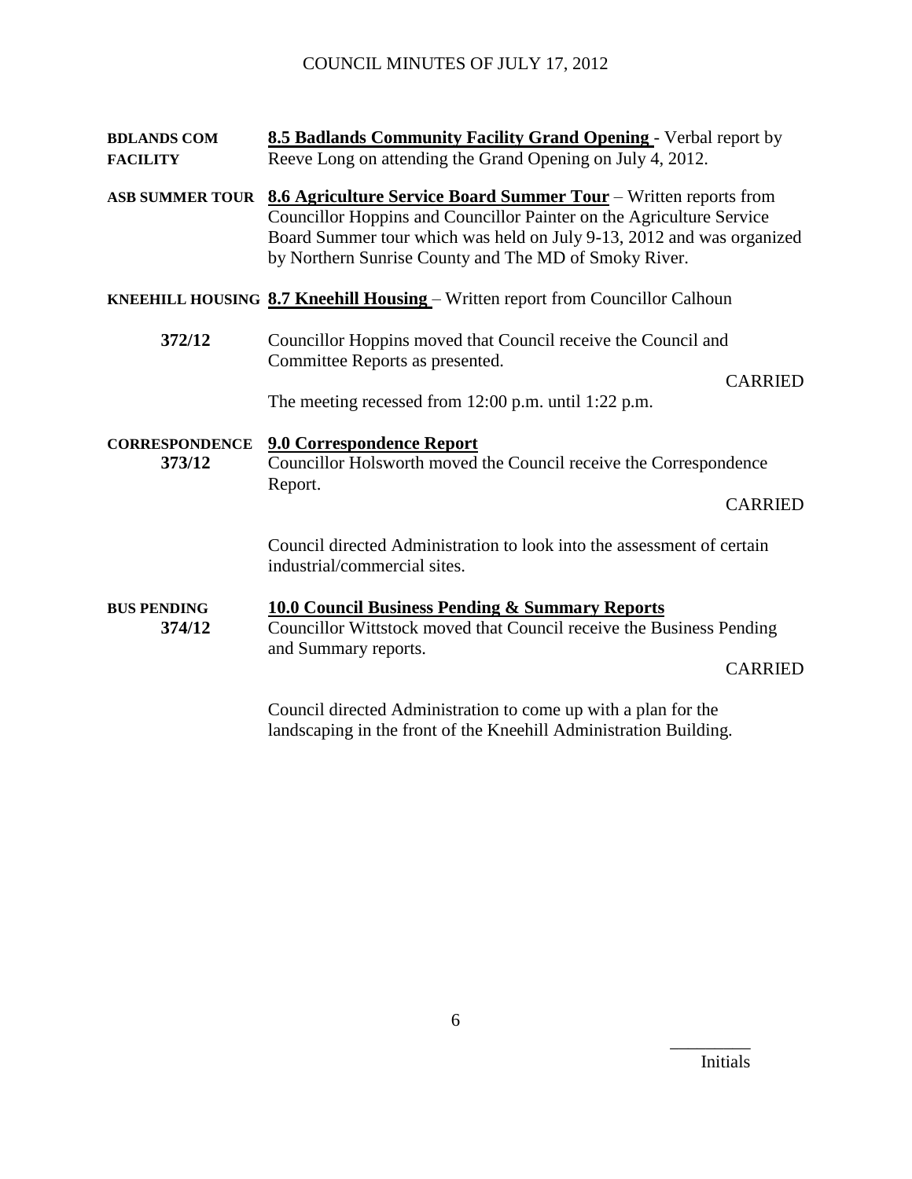**BDLANDS COM FACILITY**

**8.5 Badlands Community Facility Grand Opening** - Verbal report by Reeve Long on attending the Grand Opening on July 4, 2012.

**ASB SUMMER TOUR**

**8.6 Agriculture Service Board Summer Tour** – Written reports from Councillor Hoppins and Councillor Painter on the Agriculture Service Board Summer tour which was held on July 9-13, 2012 and was organized by Northern Sunrise County and The MD of Smoky River.

**KNEEHILL HOUSING**

**8.7 Kneehill Housing** – Written report from Councillor Calhoun

**372/12**

Councillor Hoppins moved that Council receive the Council and Committee Reports as presented.

CARRIED

The meeting recessed from 12:00 p.m. until 1:22 p.m.

**CORRESPONDENCE**

**9.0 Correspondence Report**

**373/12**

Councillor Holsworth moved the Council receive the Correspondence Report.

CARRIED

Council directed Administration to look into the assessment of certain industrial/commercial sites.

**BUS PENDING**

**10.0 Council Business Pending & Summary Reports**

**374/12**

Councillor Wittstock moved that Council receive the Business Pending and Summary reports.

CARRIED

Council directed Administration to come up with a plan for the landscaping in the front of the Kneehill Administration Building.

_________
Initials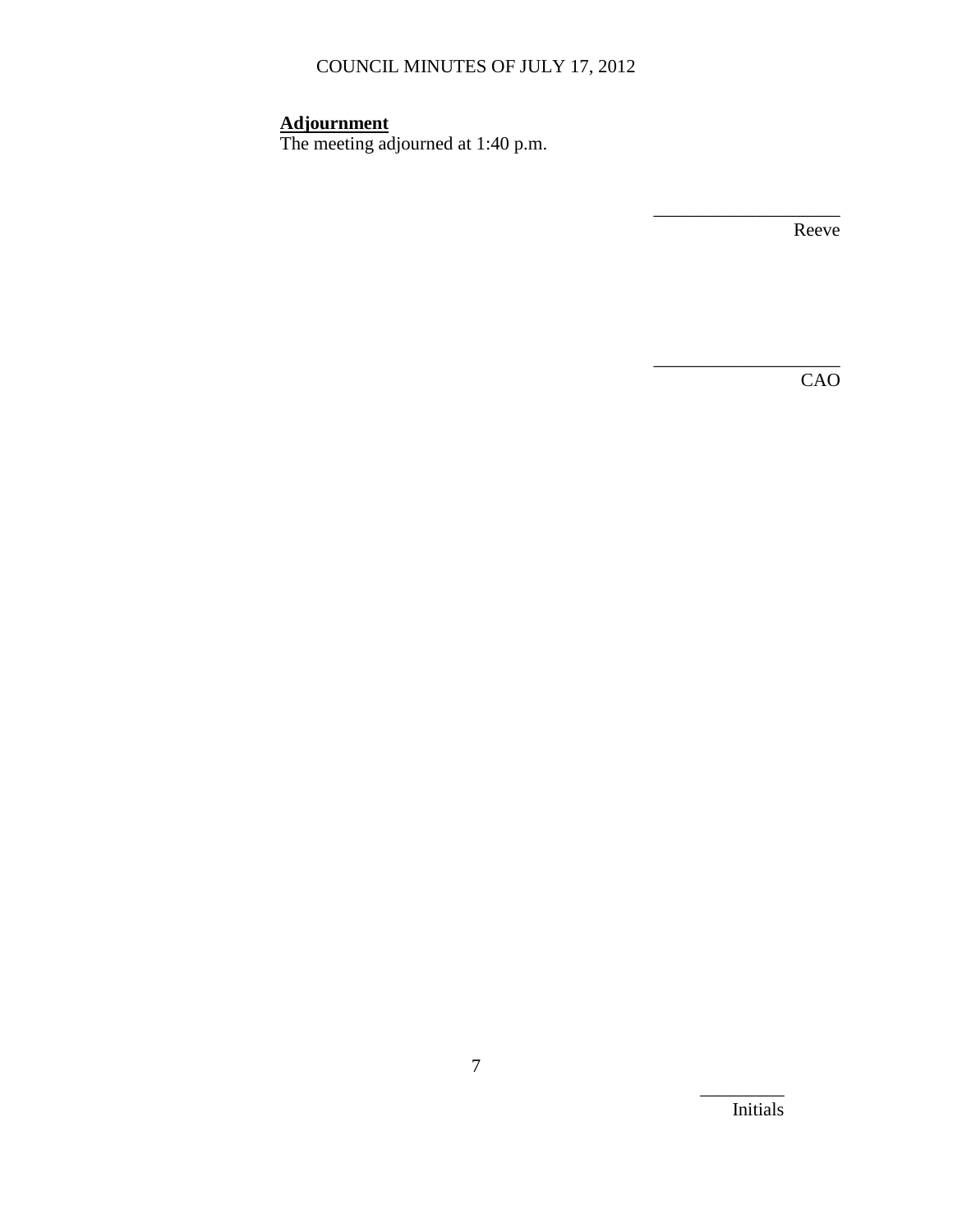**Adjournment**
The meeting adjourned at 1:40 p.m.

\_\_\_\_\_\_\_\_\_\_\_\_\_\_\_\_\_\_\_\_
Reeve

\_\_\_\_\_\_\_\_\_\_\_\_\_\_\_\_\_\_\_\_
CAO

\_\_\_\_\_\_\_\_\_
Initials